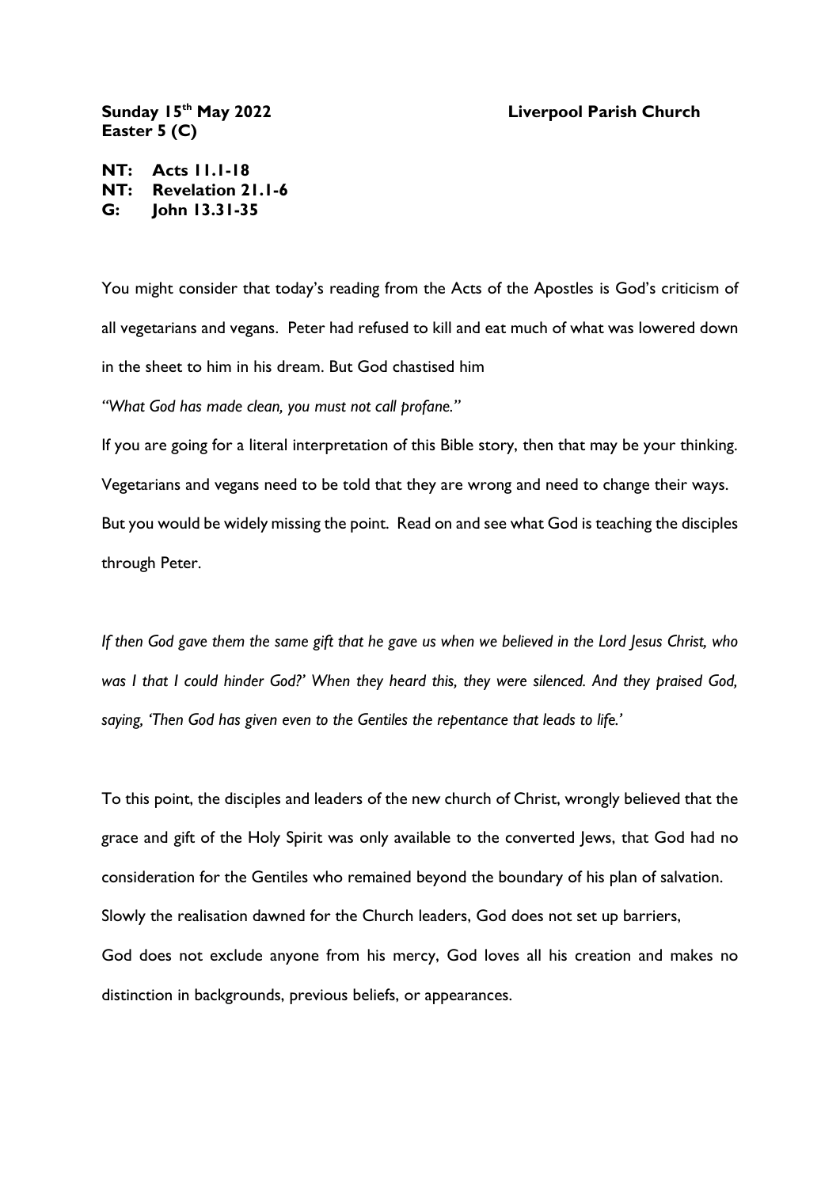**Sunday 15th May 2022** **Liverpool Parish Church**
**Easter 5 (C)**

**NT: Acts 11.1-18**
**NT: Revelation 21.1-6**
**G: John 13.31-35**

You might consider that today's reading from the Acts of the Apostles is God's criticism of all vegetarians and vegans. Peter had refused to kill and eat much of what was lowered down in the sheet to him in his dream. But God chastised him

*"What God has made clean, you must not call profane."*

If you are going for a literal interpretation of this Bible story, then that may be your thinking. Vegetarians and vegans need to be told that they are wrong and need to change their ways. But you would be widely missing the point. Read on and see what God is teaching the disciples through Peter.

*If then God gave them the same gift that he gave us when we believed in the Lord Jesus Christ, who was I that I could hinder God?' When they heard this, they were silenced. And they praised God, saying, 'Then God has given even to the Gentiles the repentance that leads to life.'*

To this point, the disciples and leaders of the new church of Christ, wrongly believed that the grace and gift of the Holy Spirit was only available to the converted Jews, that God had no consideration for the Gentiles who remained beyond the boundary of his plan of salvation. Slowly the realisation dawned for the Church leaders, God does not set up barriers,
God does not exclude anyone from his mercy, God loves all his creation and makes no distinction in backgrounds, previous beliefs, or appearances.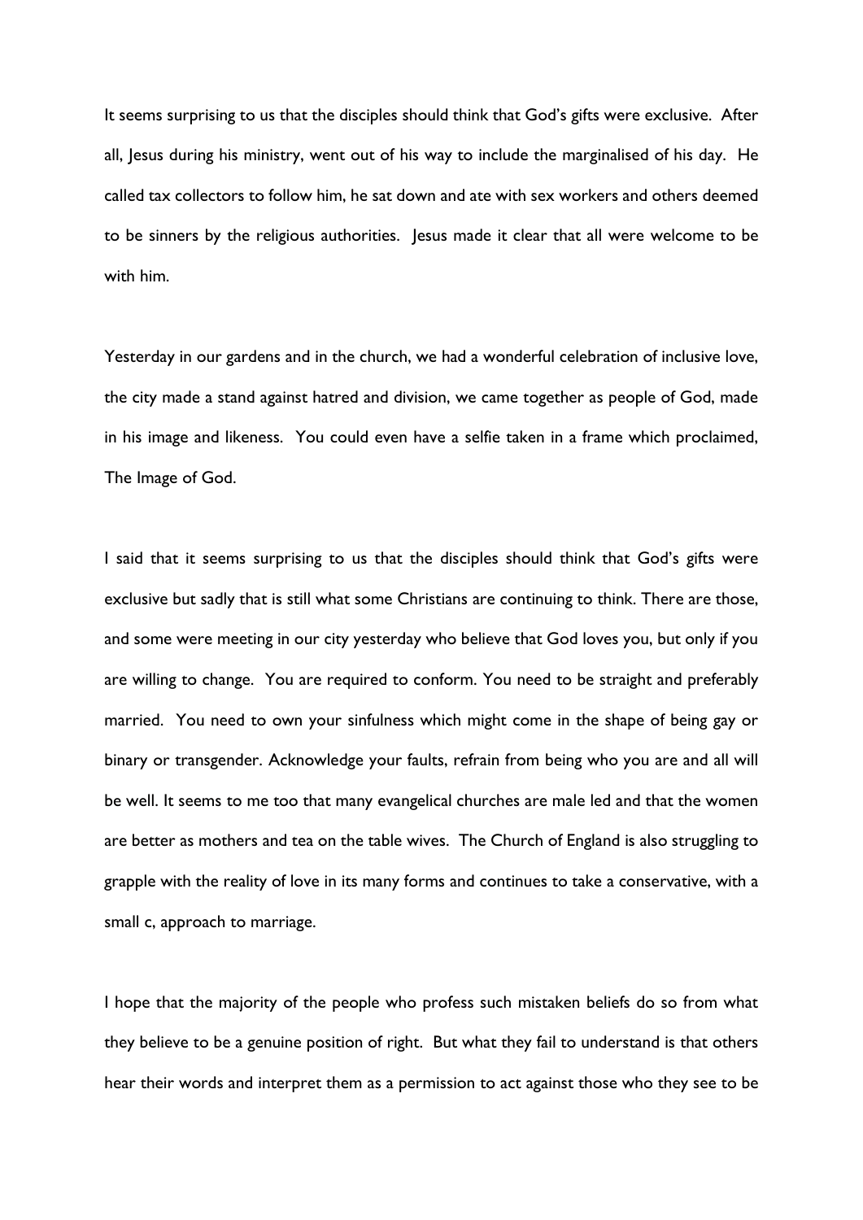It seems surprising to us that the disciples should think that God's gifts were exclusive. After all, Jesus during his ministry, went out of his way to include the marginalised of his day. He called tax collectors to follow him, he sat down and ate with sex workers and others deemed to be sinners by the religious authorities. Jesus made it clear that all were welcome to be with him.

Yesterday in our gardens and in the church, we had a wonderful celebration of inclusive love, the city made a stand against hatred and division, we came together as people of God, made in his image and likeness. You could even have a selfie taken in a frame which proclaimed, The Image of God.

I said that it seems surprising to us that the disciples should think that God's gifts were exclusive but sadly that is still what some Christians are continuing to think. There are those, and some were meeting in our city yesterday who believe that God loves you, but only if you are willing to change. You are required to conform. You need to be straight and preferably married. You need to own your sinfulness which might come in the shape of being gay or binary or transgender. Acknowledge your faults, refrain from being who you are and all will be well. It seems to me too that many evangelical churches are male led and that the women are better as mothers and tea on the table wives. The Church of England is also struggling to grapple with the reality of love in its many forms and continues to take a conservative, with a small c, approach to marriage.

I hope that the majority of the people who profess such mistaken beliefs do so from what they believe to be a genuine position of right. But what they fail to understand is that others hear their words and interpret them as a permission to act against those who they see to be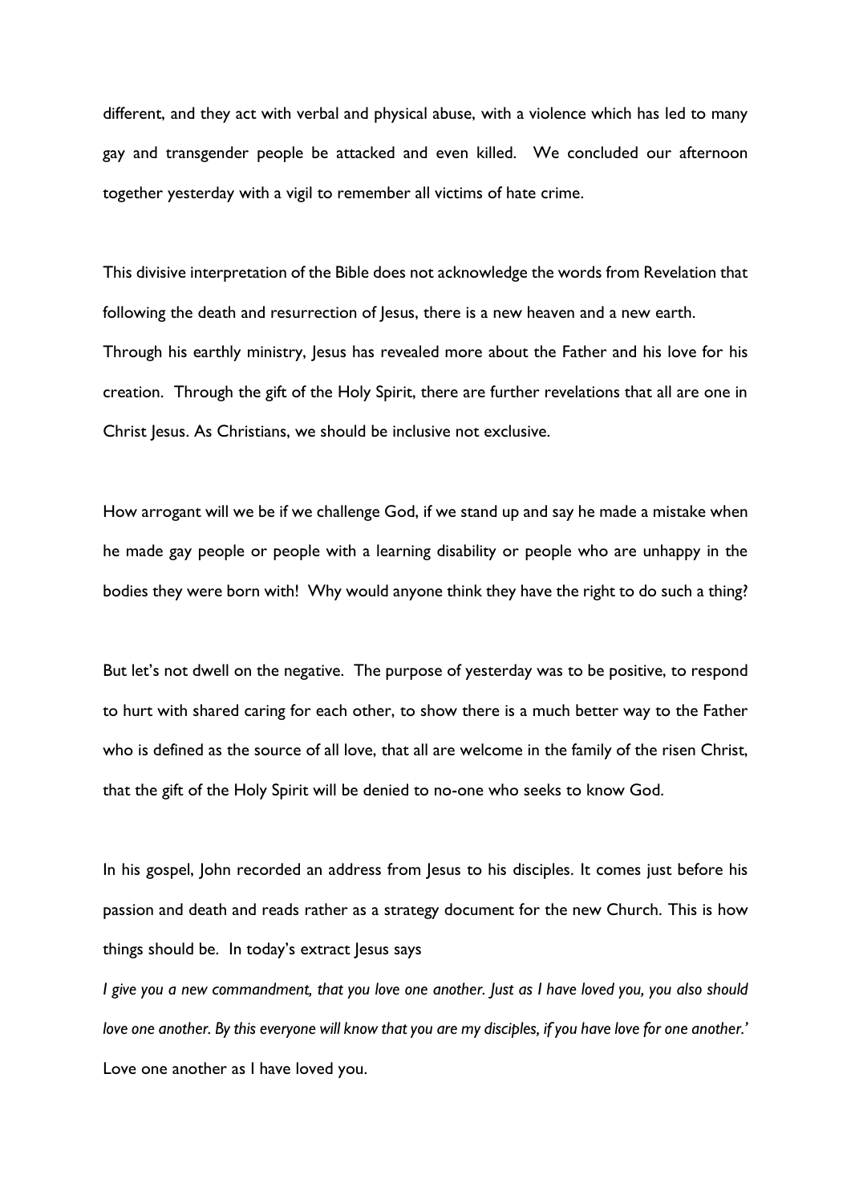different, and they act with verbal and physical abuse, with a violence which has led to many gay and transgender people be attacked and even killed. We concluded our afternoon together yesterday with a vigil to remember all victims of hate crime.

This divisive interpretation of the Bible does not acknowledge the words from Revelation that following the death and resurrection of Jesus, there is a new heaven and a new earth. Through his earthly ministry, Jesus has revealed more about the Father and his love for his creation. Through the gift of the Holy Spirit, there are further revelations that all are one in Christ Jesus. As Christians, we should be inclusive not exclusive.

How arrogant will we be if we challenge God, if we stand up and say he made a mistake when he made gay people or people with a learning disability or people who are unhappy in the bodies they were born with! Why would anyone think they have the right to do such a thing?

But let's not dwell on the negative. The purpose of yesterday was to be positive, to respond to hurt with shared caring for each other, to show there is a much better way to the Father who is defined as the source of all love, that all are welcome in the family of the risen Christ, that the gift of the Holy Spirit will be denied to no-one who seeks to know God.

In his gospel, John recorded an address from Jesus to his disciples. It comes just before his passion and death and reads rather as a strategy document for the new Church. This is how things should be. In today's extract Jesus says

*I give you a new commandment, that you love one another. Just as I have loved you, you also should love one another. By this everyone will know that you are my disciples, if you have love for one another.'*

Love one another as I have loved you.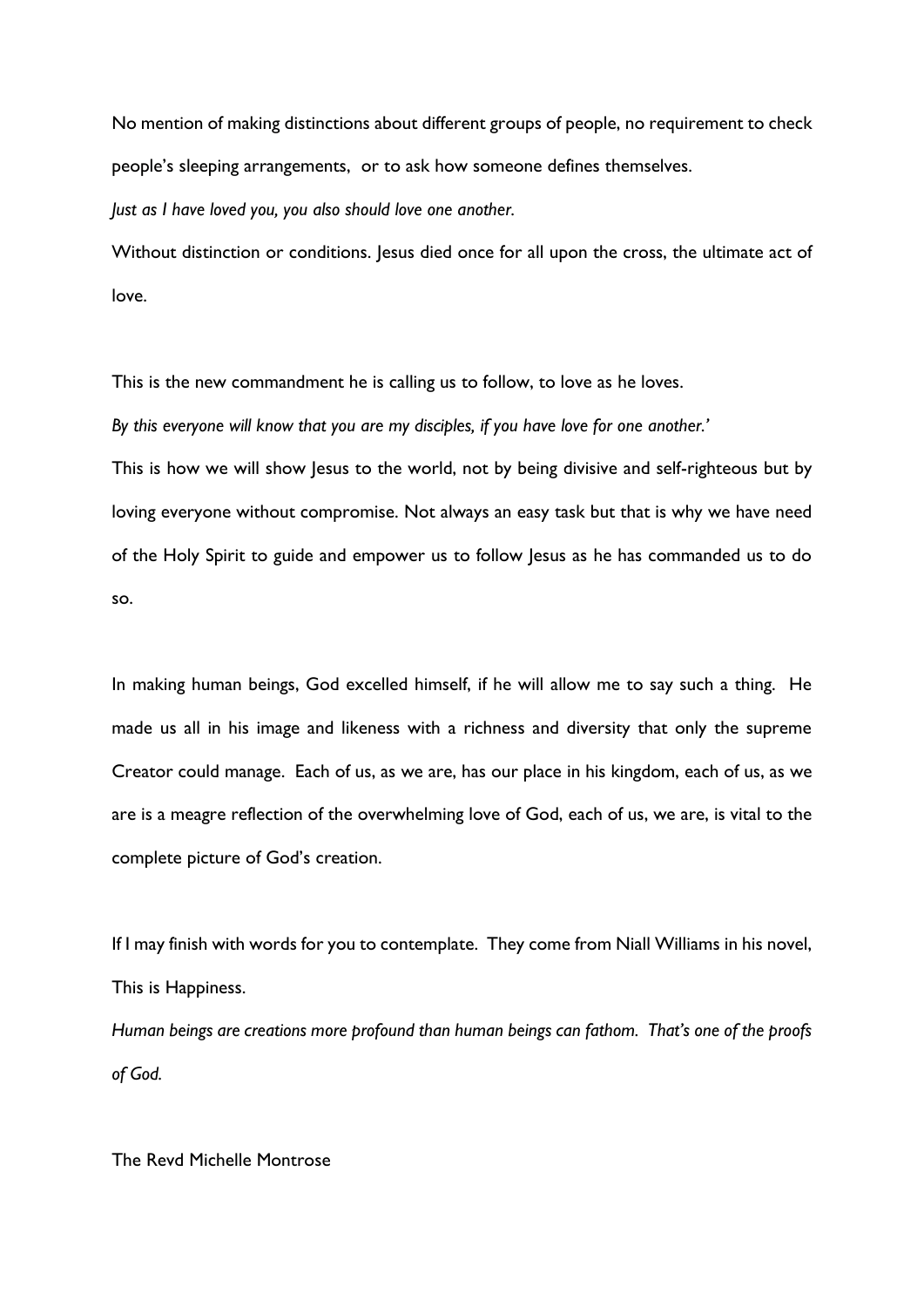No mention of making distinctions about different groups of people, no requirement to check people's sleeping arrangements, or to ask how someone defines themselves.

*Just as I have loved you, you also should love one another.*

Without distinction or conditions. Jesus died once for all upon the cross, the ultimate act of love.

This is the new commandment he is calling us to follow, to love as he loves.

*By this everyone will know that you are my disciples, if you have love for one another.'*

This is how we will show Jesus to the world, not by being divisive and self-righteous but by loving everyone without compromise. Not always an easy task but that is why we have need of the Holy Spirit to guide and empower us to follow Jesus as he has commanded us to do so.

In making human beings, God excelled himself, if he will allow me to say such a thing. He made us all in his image and likeness with a richness and diversity that only the supreme Creator could manage. Each of us, as we are, has our place in his kingdom, each of us, as we are is a meagre reflection of the overwhelming love of God, each of us, we are, is vital to the complete picture of God's creation.

If I may finish with words for you to contemplate. They come from Niall Williams in his novel, This is Happiness.

*Human beings are creations more profound than human beings can fathom. That's one of the proofs of God.*

The Revd Michelle Montrose